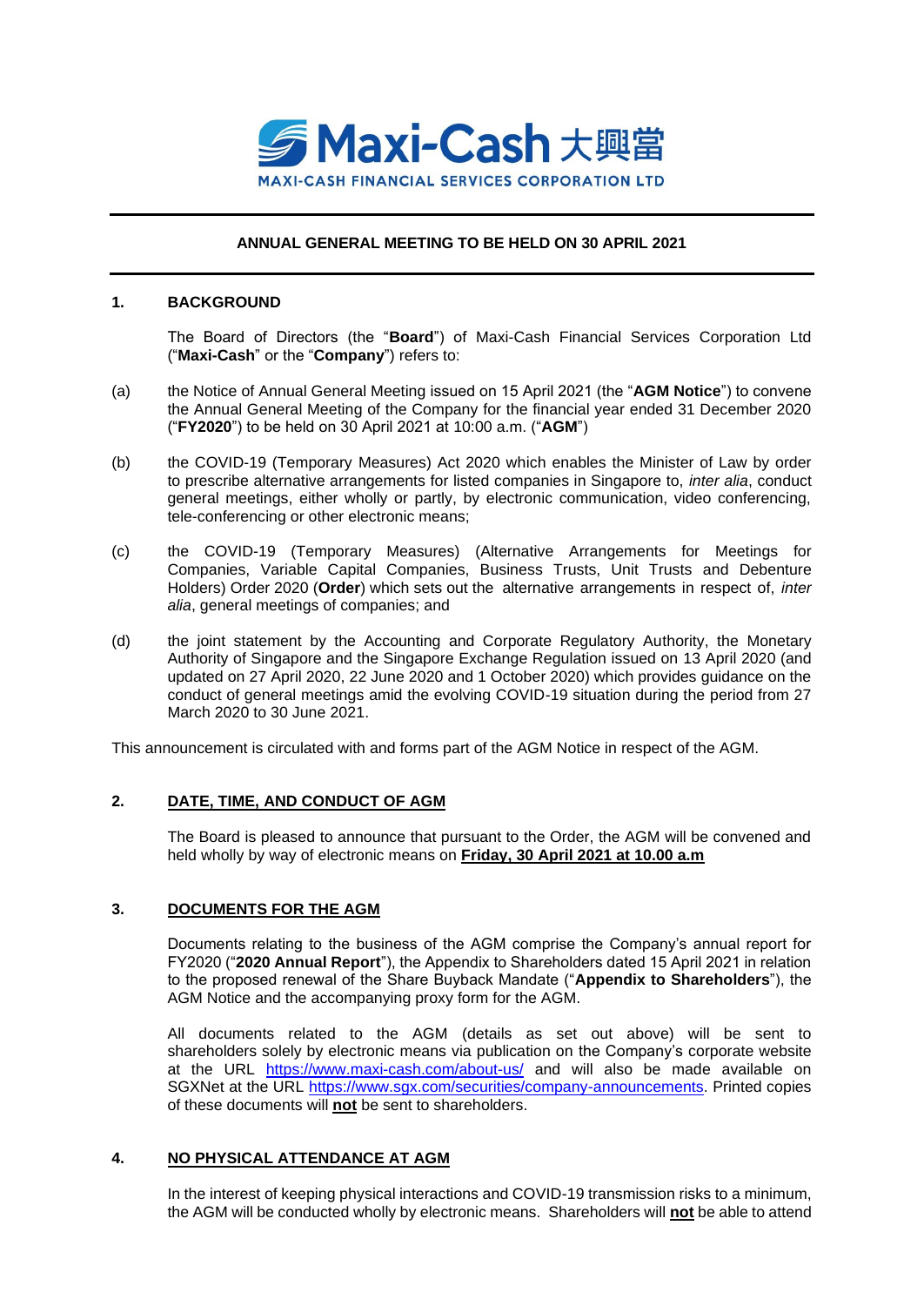Maxi-Cash 大興當

MAXI-CASH FINANCIAL SERVICES CORPORATION LTD

**ANNUAL GENERAL MEETING TO BE HELD ON 30 APRIL 2021**

## 1. BACKGROUND

The Board of Directors (the "**Board**") of Maxi-Cash Financial Services Corporation Ltd ("**Maxi-Cash**" or the "**Company**") refers to:

(a) the Notice of Annual General Meeting issued on 15 April 2021 (the "**AGM Notice**") to convene the Annual General Meeting of the Company for the financial year ended 31 December 2020 ("**FY2020**") to be held on 30 April 2021 at 10:00 a.m. ("**AGM**")

(b) the COVID-19 (Temporary Measures) Act 2020 which enables the Minister of Law by order to prescribe alternative arrangements for listed companies in Singapore to, *inter alia*, conduct general meetings, either wholly or partly, by electronic communication, video conferencing, tele-conferencing or other electronic means;

(c) the COVID-19 (Temporary Measures) (Alternative Arrangements for Meetings for Companies, Variable Capital Companies, Business Trusts, Unit Trusts and Debenture Holders) Order 2020 (**Order**) which sets out the alternative arrangements in respect of, *inter alia*, general meetings of companies; and

(d) the joint statement by the Accounting and Corporate Regulatory Authority, the Monetary Authority of Singapore and the Singapore Exchange Regulation issued on 13 April 2020 (and updated on 27 April 2020, 22 June 2020 and 1 October 2020) which provides guidance on the conduct of general meetings amid the evolving COVID-19 situation during the period from 27 March 2020 to 30 June 2021.

This announcement is circulated with and forms part of the AGM Notice in respect of the AGM.

## 2. DATE, TIME, AND CONDUCT OF AGM

The Board is pleased to announce that pursuant to the Order, the AGM will be convened and held wholly by way of electronic means on **Friday, 30 April 2021 at 10.00 a.m**

## 3. DOCUMENTS FOR THE AGM

Documents relating to the business of the AGM comprise the Company's annual report for FY2020 ("**2020 Annual Report**"), the Appendix to Shareholders dated 15 April 2021 in relation to the proposed renewal of the Share Buyback Mandate ("**Appendix to Shareholders**"), the AGM Notice and the accompanying proxy form for the AGM.

All documents related to the AGM (details as set out above) will be sent to shareholders solely by electronic means via publication on the Company's corporate website at the URL https://www.maxi-cash.com/about-us/ and will also be made available on SGXNet at the URL https://www.sgx.com/securities/company-announcements. Printed copies of these documents will **not** be sent to shareholders.

## 4. NO PHYSICAL ATTENDANCE AT AGM

In the interest of keeping physical interactions and COVID-19 transmission risks to a minimum, the AGM will be conducted wholly by electronic means. Shareholders will **not** be able to attend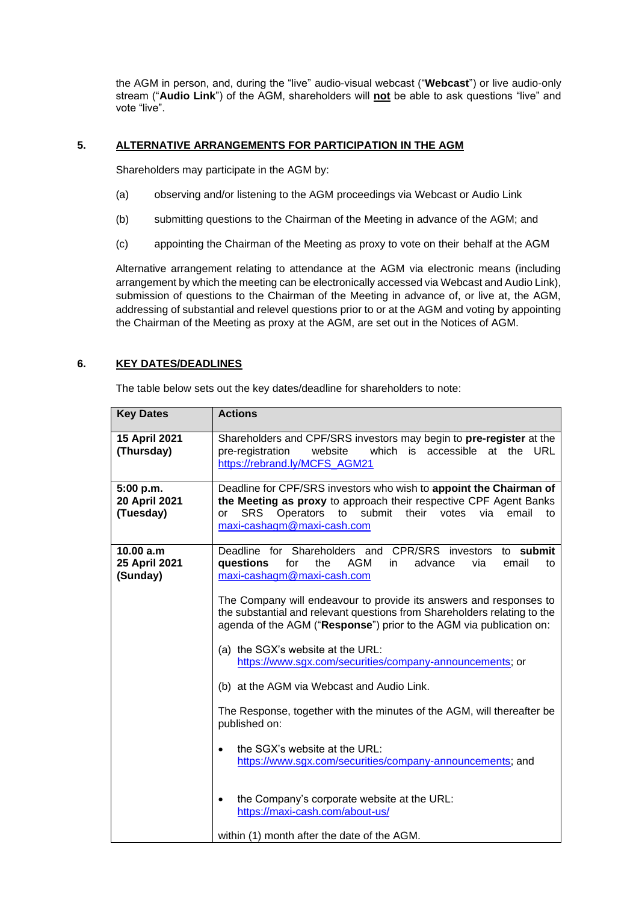the AGM in person, and, during the "live" audio-visual webcast ("**Webcast**") or live audio-only stream ("**Audio Link**") of the AGM, shareholders will **not** be able to ask questions "live" and vote "live".

## 5. ALTERNATIVE ARRANGEMENTS FOR PARTICIPATION IN THE AGM

Shareholders may participate in the AGM by:

(a) observing and/or listening to the AGM proceedings via Webcast or Audio Link

(b) submitting questions to the Chairman of the Meeting in advance of the AGM; and

(c) appointing the Chairman of the Meeting as proxy to vote on their behalf at the AGM

Alternative arrangement relating to attendance at the AGM via electronic means (including arrangement by which the meeting can be electronically accessed via Webcast and Audio Link), submission of questions to the Chairman of the Meeting in advance of, or live at, the AGM, addressing of substantial and relevel questions prior to or at the AGM and voting by appointing the Chairman of the Meeting as proxy at the AGM, are set out in the Notices of AGM.

## 6. KEY DATES/DEADLINES

The table below sets out the key dates/deadline for shareholders to note:

| Key Dates | Actions |
|---|---|
| **15 April 2021 (Thursday)** | Shareholders and CPF/SRS investors may begin to **pre-register** at the pre-registration website which is accessible at the URL https://rebrand.ly/MCFS_AGM21 |
| **5:00 p.m. 20 April 2021 (Tuesday)** | Deadline for CPF/SRS investors who wish to **appoint the Chairman of the Meeting as proxy** to approach their respective CPF Agent Banks or SRS Operators to submit their votes via email to maxi-cashagm@maxi-cash.com |
| **10.00 a.m 25 April 2021 (Sunday)** | Deadline for Shareholders and CPR/SRS investors to **submit questions** for the AGM in advance via email to maxi-cashagm@maxi-cash.com<br><br>The Company will endeavour to provide its answers and responses to the substantial and relevant questions from Shareholders relating to the agenda of the AGM ("**Response**") prior to the AGM via publication on:<br><br>(a) the SGX's website at the URL: https://www.sgx.com/securities/company-announcements; or<br><br>(b) at the AGM via Webcast and Audio Link.<br><br>The Response, together with the minutes of the AGM, will thereafter be published on:<br><br>• the SGX's website at the URL: https://www.sgx.com/securities/company-announcements; and<br><br>• the Company's corporate website at the URL: https://maxi-cash.com/about-us/<br><br>within (1) month after the date of the AGM. |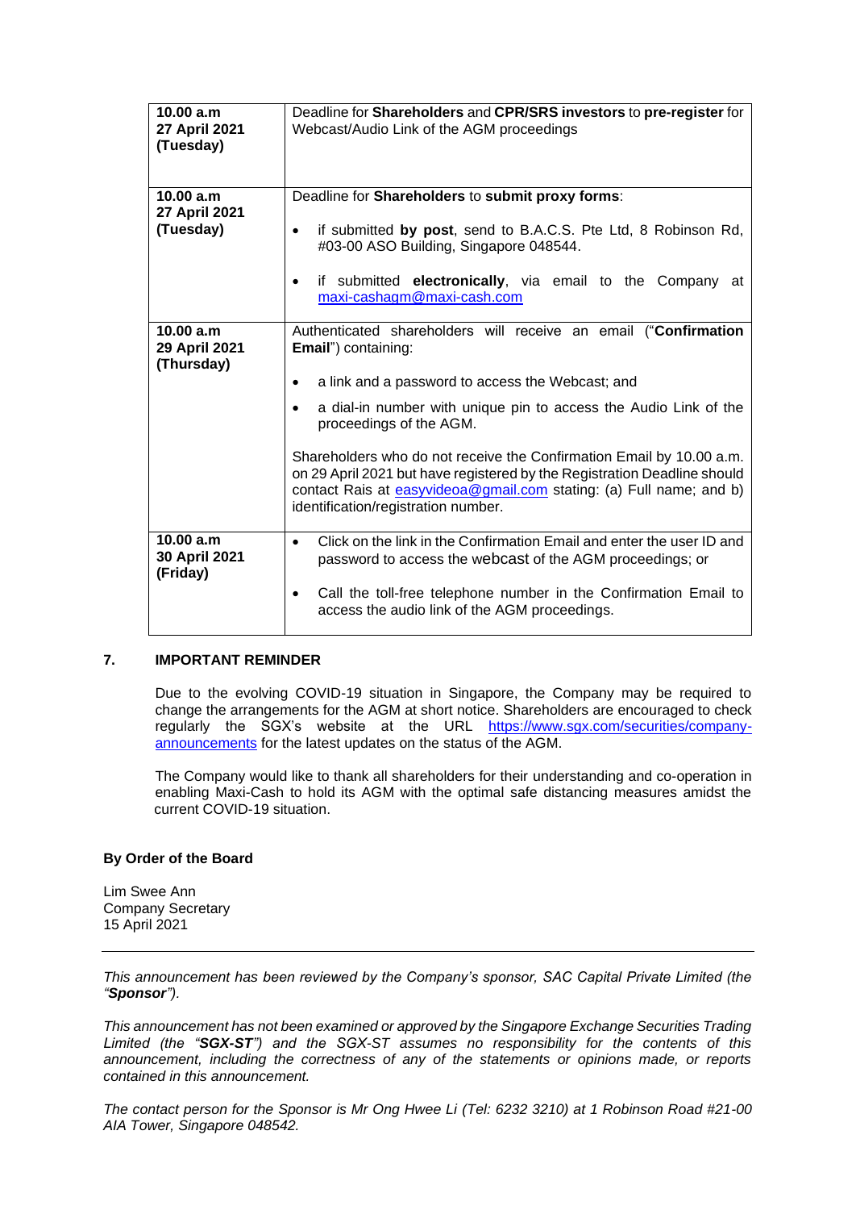| | |
|---|---|
| **10.00 a.m 27 April 2021 (Tuesday)** | Deadline for **Shareholders** and **CPR/SRS investors** to **pre-register** for Webcast/Audio Link of the AGM proceedings |
| **10.00 a.m 27 April 2021 (Tuesday)** | Deadline for **Shareholders** to **submit proxy forms**:<br>• if submitted **by post**, send to B.A.C.S. Pte Ltd, 8 Robinson Rd, #03-00 ASO Building, Singapore 048544.<br>• if submitted **electronically**, via email to the Company at maxi-cashagm@maxi-cash.com |
| **10.00 a.m 29 April 2021 (Thursday)** | Authenticated shareholders will receive an email ("**Confirmation Email**") containing:<br>• a link and a password to access the Webcast; and<br>• a dial-in number with unique pin to access the Audio Link of the proceedings of the AGM.<br>Shareholders who do not receive the Confirmation Email by 10.00 a.m. on 29 April 2021 but have registered by the Registration Deadline should contact Rais at easyvideoa@gmail.com stating: (a) Full name; and b) identification/registration number. |
| **10.00 a.m 30 April 2021 (Friday)** | • Click on the link in the Confirmation Email and enter the user ID and password to access the webcast of the AGM proceedings; or<br>• Call the toll-free telephone number in the Confirmation Email to access the audio link of the AGM proceedings. |

**7. IMPORTANT REMINDER**

Due to the evolving COVID-19 situation in Singapore, the Company may be required to change the arrangements for the AGM at short notice. Shareholders are encouraged to check regularly the SGX's website at the URL https://www.sgx.com/securities/company-announcements for the latest updates on the status of the AGM.

The Company would like to thank all shareholders for their understanding and co-operation in enabling Maxi-Cash to hold its AGM with the optimal safe distancing measures amidst the current COVID-19 situation.

**By Order of the Board**

Lim Swee Ann
Company Secretary
15 April 2021

---

*This announcement has been reviewed by the Company's sponsor, SAC Capital Private Limited (the "**Sponsor**").*

*This announcement has not been examined or approved by the Singapore Exchange Securities Trading Limited (the "**SGX-ST**") and the SGX-ST assumes no responsibility for the contents of this announcement, including the correctness of any of the statements or opinions made, or reports contained in this announcement.*

*The contact person for the Sponsor is Mr Ong Hwee Li (Tel: 6232 3210) at 1 Robinson Road #21-00 AIA Tower, Singapore 048542.*